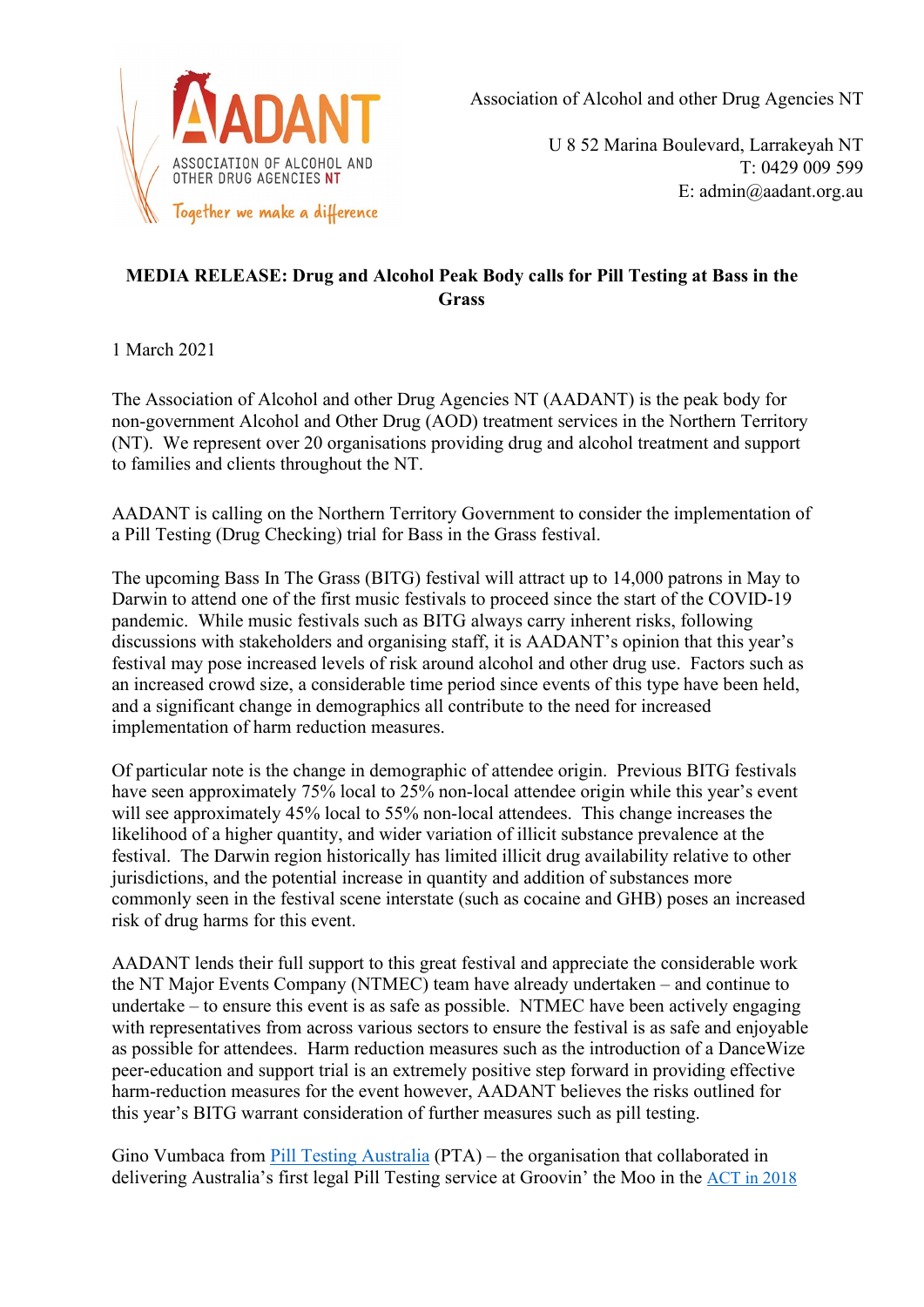AADANT
ASSOCIATION OF ALCOHOL AND OTHER DRUG AGENCIES NT
*Together we make a difference*

Association of Alcohol and other Drug Agencies NT

U 8 52 Marina Boulevard, Larrakeyah NT
T: 0429 009 599
E: admin@aadant.org.au

**MEDIA RELEASE: Drug and Alcohol Peak Body calls for Pill Testing at Bass in the Grass**

1 March 2021

The Association of Alcohol and other Drug Agencies NT (AADANT) is the peak body for non-government Alcohol and Other Drug (AOD) treatment services in the Northern Territory (NT). We represent over 20 organisations providing drug and alcohol treatment and support to families and clients throughout the NT.

AADANT is calling on the Northern Territory Government to consider the implementation of a Pill Testing (Drug Checking) trial for Bass in the Grass festival.

The upcoming Bass In The Grass (BITG) festival will attract up to 14,000 patrons in May to Darwin to attend one of the first music festivals to proceed since the start of the COVID-19 pandemic. While music festivals such as BITG always carry inherent risks, following discussions with stakeholders and organising staff, it is AADANT's opinion that this year's festival may pose increased levels of risk around alcohol and other drug use. Factors such as an increased crowd size, a considerable time period since events of this type have been held, and a significant change in demographics all contribute to the need for increased implementation of harm reduction measures.

Of particular note is the change in demographic of attendee origin. Previous BITG festivals have seen approximately 75% local to 25% non-local attendee origin while this year's event will see approximately 45% local to 55% non-local attendees. This change increases the likelihood of a higher quantity, and wider variation of illicit substance prevalence at the festival. The Darwin region historically has limited illicit drug availability relative to other jurisdictions, and the potential increase in quantity and addition of substances more commonly seen in the festival scene interstate (such as cocaine and GHB) poses an increased risk of drug harms for this event.

AADANT lends their full support to this great festival and appreciate the considerable work the NT Major Events Company (NTMEC) team have already undertaken – and continue to undertake – to ensure this event is as safe as possible. NTMEC have been actively engaging with representatives from across various sectors to ensure the festival is as safe and enjoyable as possible for attendees. Harm reduction measures such as the introduction of a DanceWize peer-education and support trial is an extremely positive step forward in providing effective harm-reduction measures for the event however, AADANT believes the risks outlined for this year's BITG warrant consideration of further measures such as pill testing.

Gino Vumbaca from Pill Testing Australia (PTA) – the organisation that collaborated in delivering Australia's first legal Pill Testing service at Groovin' the Moo in the ACT in 2018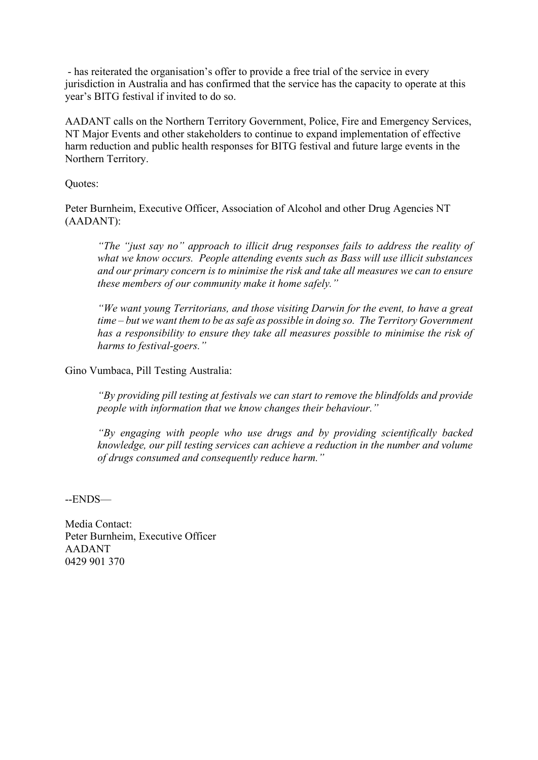- has reiterated the organisation's offer to provide a free trial of the service in every jurisdiction in Australia and has confirmed that the service has the capacity to operate at this year's BITG festival if invited to do so.

AADANT calls on the Northern Territory Government, Police, Fire and Emergency Services, NT Major Events and other stakeholders to continue to expand implementation of effective harm reduction and public health responses for BITG festival and future large events in the Northern Territory.

Quotes:

Peter Burnheim, Executive Officer, Association of Alcohol and other Drug Agencies NT (AADANT):

> *"The "just say no" approach to illicit drug responses fails to address the reality of what we know occurs. People attending events such as Bass will use illicit substances and our primary concern is to minimise the risk and take all measures we can to ensure these members of our community make it home safely."*
>
> *"We want young Territorians, and those visiting Darwin for the event, to have a great time – but we want them to be as safe as possible in doing so. The Territory Government has a responsibility to ensure they take all measures possible to minimise the risk of harms to festival-goers."*

Gino Vumbaca, Pill Testing Australia:

> *"By providing pill testing at festivals we can start to remove the blindfolds and provide people with information that we know changes their behaviour."*
>
> *"By engaging with people who use drugs and by providing scientifically backed knowledge, our pill testing services can achieve a reduction in the number and volume of drugs consumed and consequently reduce harm."*

--ENDS—

Media Contact:
Peter Burnheim, Executive Officer
AADANT
0429 901 370